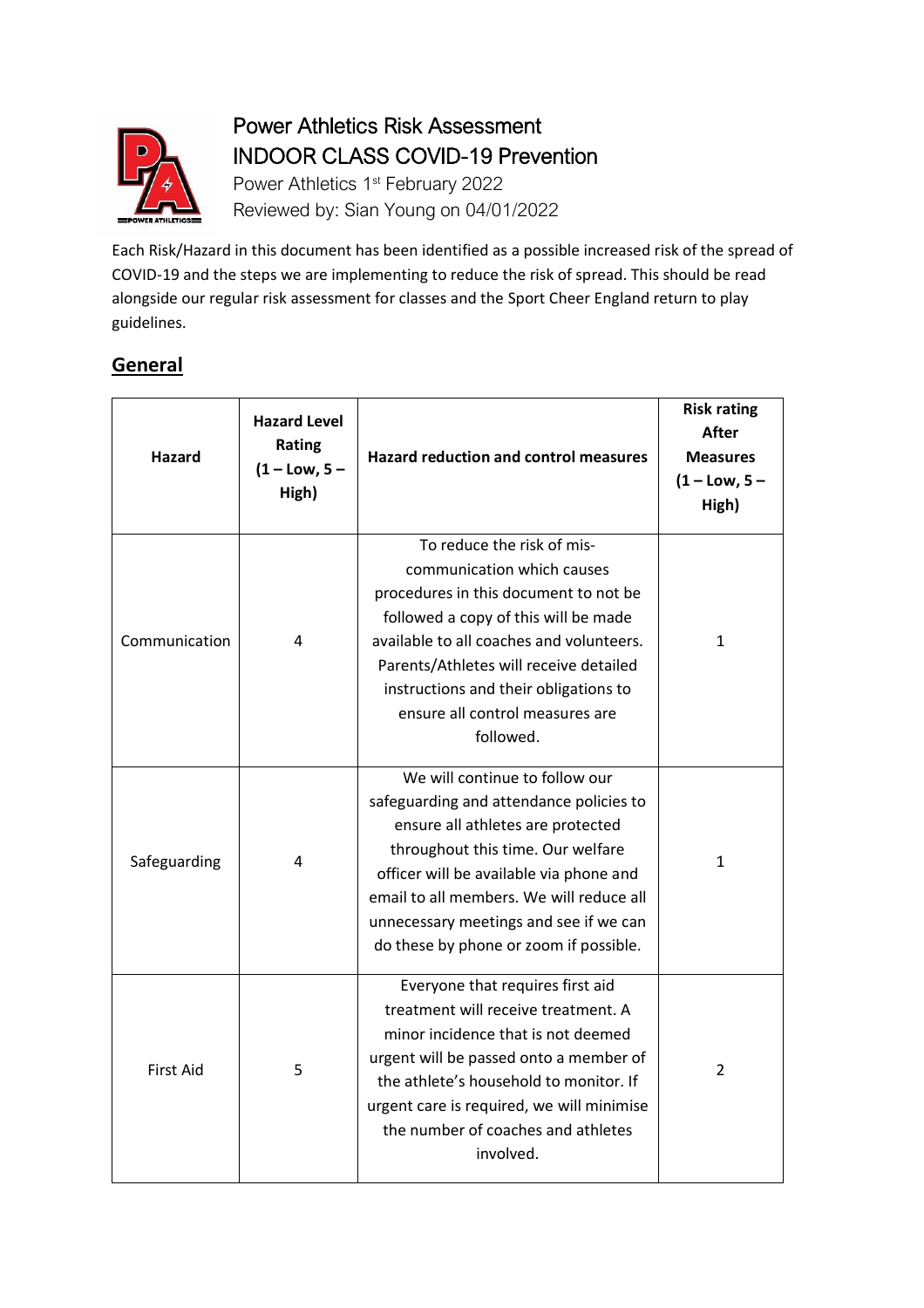# Power Athletics Risk Assessment

## INDOOR CLASS COVID-19 Prevention

Power Athletics 1st February 2022

Reviewed by: Sian Young on 04/01/2022

Each Risk/Hazard in this document has been identified as a possible increased risk of the spread of COVID-19 and the steps we are implementing to reduce the risk of spread. This should be read alongside our regular risk assessment for classes and the Sport Cheer England return to play guidelines.

## General

| Hazard | Hazard Level Rating (1 – Low, 5 – High) | Hazard reduction and control measures | Risk rating After Measures (1 – Low, 5 – High) |
|---|---|---|---|
| Communication | 4 | To reduce the risk of mis-communication which causes procedures in this document to not be followed a copy of this will be made available to all coaches and volunteers. Parents/Athletes will receive detailed instructions and their obligations to ensure all control measures are followed. | 1 |
| Safeguarding | 4 | We will continue to follow our safeguarding and attendance policies to ensure all athletes are protected throughout this time. Our welfare officer will be available via phone and email to all members. We will reduce all unnecessary meetings and see if we can do these by phone or zoom if possible. | 1 |
| First Aid | 5 | Everyone that requires first aid treatment will receive treatment. A minor incidence that is not deemed urgent will be passed onto a member of the athlete's household to monitor. If urgent care is required, we will minimise the number of coaches and athletes involved. | 2 |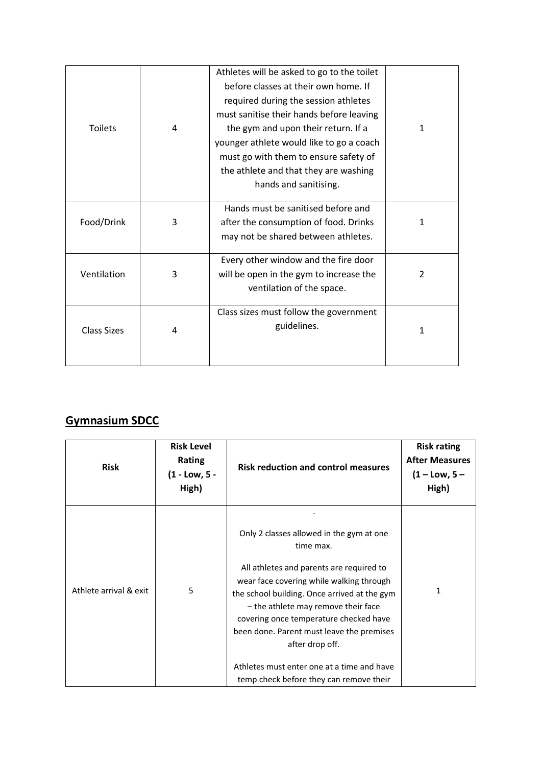| Toilets | 4 | Athletes will be asked to go to the toilet before classes at their own home. If required during the session athletes must sanitise their hands before leaving the gym and upon their return. If a younger athlete would like to go a coach must go with them to ensure safety of the athlete and that they are washing hands and sanitising. | 1 |
|---|---|---|---|
| Food/Drink | 3 | Hands must be sanitised before and after the consumption of food. Drinks may not be shared between athletes. | 1 |
| Ventilation | 3 | Every other window and the fire door will be open in the gym to increase the ventilation of the space. | 2 |
| Class Sizes | 4 | Class sizes must follow the government guidelines. | 1 |

## Gymnasium SDCC

| Risk | Risk Level Rating (1 - Low, 5 - High) | Risk reduction and control measures | Risk rating After Measures (1 – Low, 5 – High) |
|---|---|---|---|
| Athlete arrival & exit | 5 | . <br><br> Only 2 classes allowed in the gym at one time max. <br><br> All athletes and parents are required to wear face covering while walking through the school building. Once arrived at the gym – the athlete may remove their face covering once temperature checked have been done. Parent must leave the premises after drop off. <br><br> Athletes must enter one at a time and have temp check before they can remove their | 1 |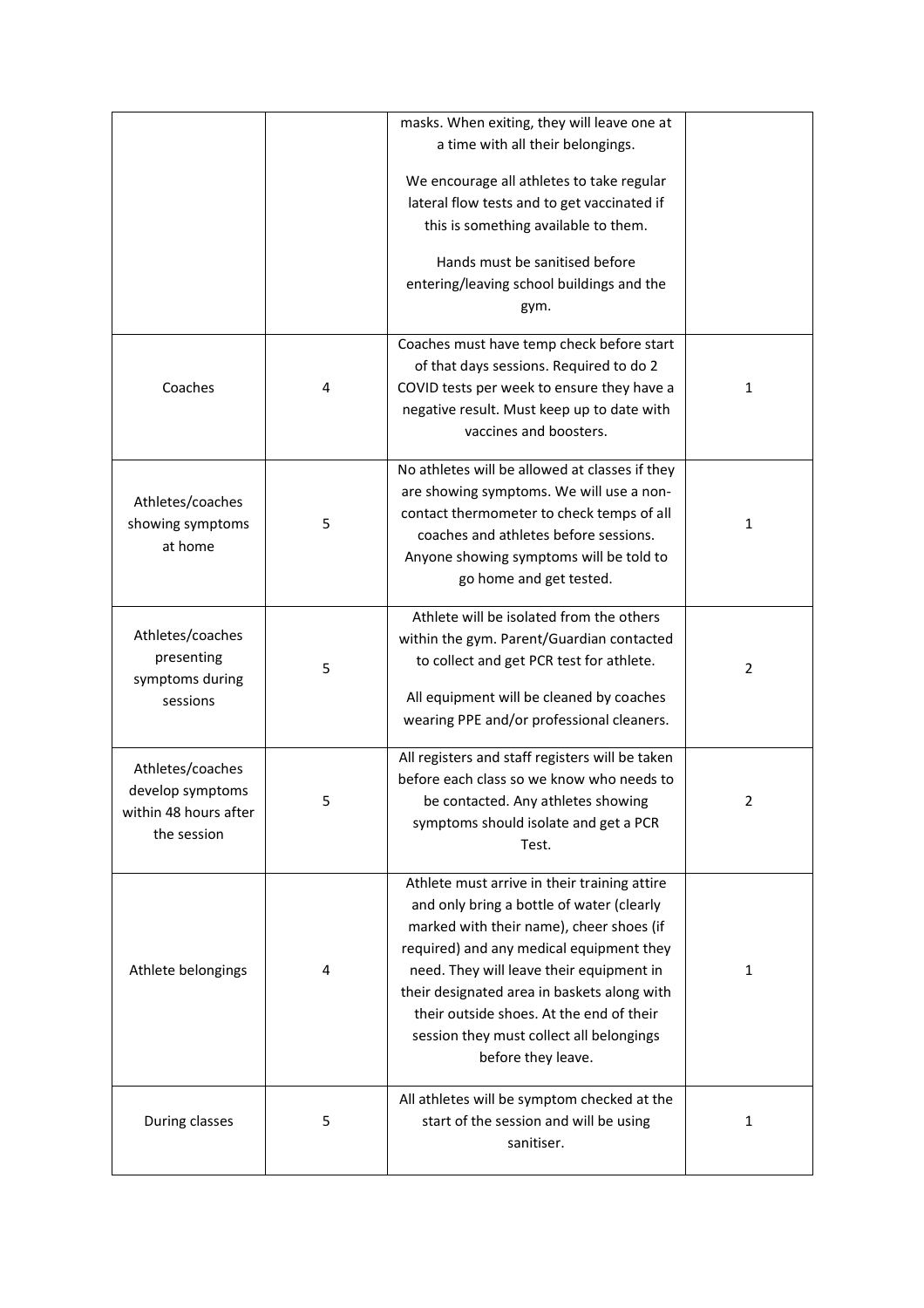| | | | |
|---|---|---|---|
| | | masks. When exiting, they will leave one at a time with all their belongings.<br><br>We encourage all athletes to take regular lateral flow tests and to get vaccinated if this is something available to them.<br><br>Hands must be sanitised before entering/leaving school buildings and the gym. | |
| Coaches | 4 | Coaches must have temp check before start of that days sessions. Required to do 2 COVID tests per week to ensure they have a negative result. Must keep up to date with vaccines and boosters. | 1 |
| Athletes/coaches showing symptoms at home | 5 | No athletes will be allowed at classes if they are showing symptoms. We will use a non-contact thermometer to check temps of all coaches and athletes before sessions. Anyone showing symptoms will be told to go home and get tested. | 1 |
| Athletes/coaches presenting symptoms during sessions | 5 | Athlete will be isolated from the others within the gym. Parent/Guardian contacted to collect and get PCR test for athlete.<br><br>All equipment will be cleaned by coaches wearing PPE and/or professional cleaners. | 2 |
| Athletes/coaches develop symptoms within 48 hours after the session | 5 | All registers and staff registers will be taken before each class so we know who needs to be contacted. Any athletes showing symptoms should isolate and get a PCR Test. | 2 |
| Athlete belongings | 4 | Athlete must arrive in their training attire and only bring a bottle of water (clearly marked with their name), cheer shoes (if required) and any medical equipment they need. They will leave their equipment in their designated area in baskets along with their outside shoes. At the end of their session they must collect all belongings before they leave. | 1 |
| During classes | 5 | All athletes will be symptom checked at the start of the session and will be using sanitiser. | 1 |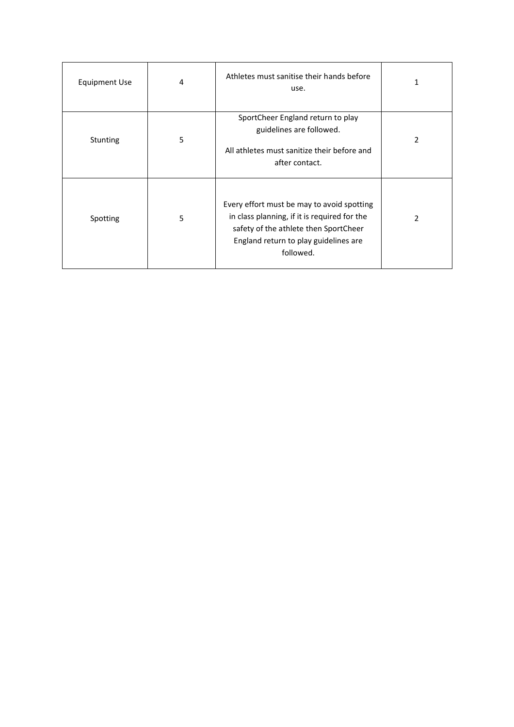| | | | |
|---|---|---|---|
| Equipment Use | 4 | Athletes must sanitise their hands before use. | 1 |
| Stunting | 5 | SportCheer England return to play guidelines are followed.<br><br>All athletes must sanitize their before and after contact. | 2 |
| Spotting | 5 | Every effort must be may to avoid spotting in class planning, if it is required for the safety of the athlete then SportCheer England return to play guidelines are followed. | 2 |